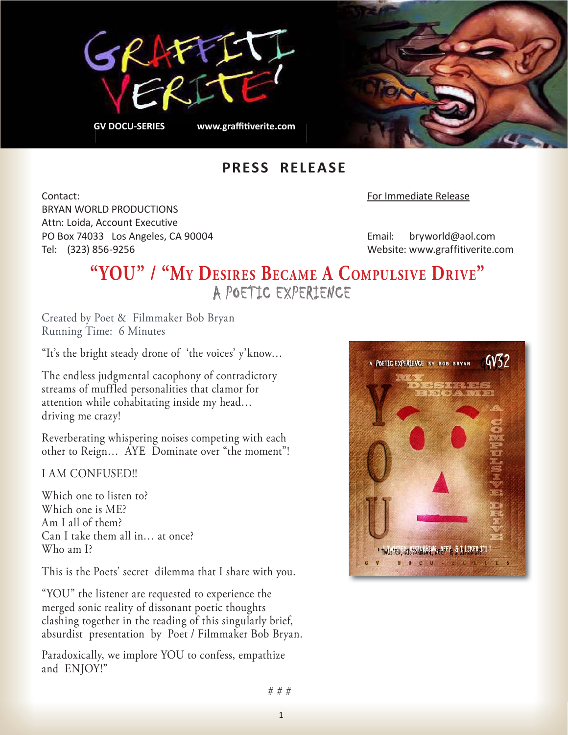GRAFFITI VERITE'

GV DOCU-SERIES www.graffitiverite.com

# PRESS RELEASE

Contact:
BRYAN WORLD PRODUCTIONS
Attn: Loida, Account Executive
PO Box 74033 Los Angeles, CA 90004
Tel: (323) 856-9256

For Immediate Release

Email: bryworld@aol.com
Website: www.graffitiverite.com

## "YOU" / "My Desires Became A Compulsive Drive"

### A POETIC EXPERIENCE

Created by Poet & Filmmaker Bob Bryan
Running Time: 6 Minutes

"It's the bright steady drone of 'the voices' y'know...

The endless judgmental cacophony of contradictory streams of muffled personalities that clamor for attention while cohabitating inside my head... driving me crazy!

Reverberating whispering noises competing with each other to Reign... AYE Dominate over "the moment"!

I AM CONFUSED!!

Which one to listen to?
Which one is ME?
Am I all of them?
Can I take them all in... at once?
Who am I?

This is the Poets' secret dilemma that I share with you.

"YOU" the listener are requested to experience the merged sonic reality of dissonant poetic thoughts clashing together in the reading of this singularly brief, absurdist presentation by Poet / Filmmaker Bob Bryan.

Paradoxically, we implore YOU to confess, empathize and ENJOY!"

A POETIC EXPERIENCE BY BOB BRYAN GV32

MY DESIRES BECAME A COMPULSIVE DRIVE

YOU

'TWISTED, DISTURBING, DEEP, & I LIKED IT!'

G V D O C U - S E R I E S

# # #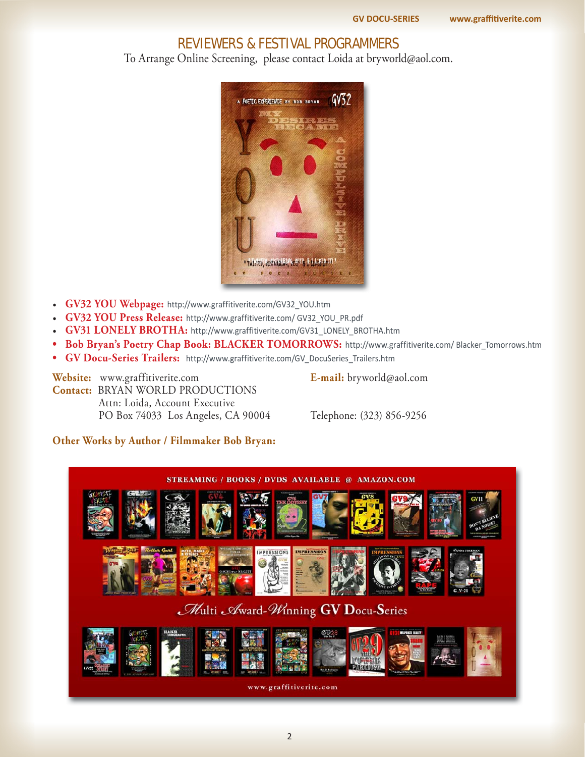## REVIEWERS & FESTIVAL PROGRAMMERS

To Arrange Online Screening, please contact Loida at bryworld@aol.com.

- **GV32 YOU Webpage:** http://www.graffitiverite.com/GV32_YOU.htm
- **GV32 YOU Press Release:** http://www.graffitiverite.com/ GV32_YOU_PR.pdf
- **GV31 LONELY BROTHA:** http://www.graffitiverite.com/GV31_LONELY_BROTHA.htm
- **Bob Bryan's Poetry Chap Book: BLACKER TOMORROWS:** http://www.graffitiverite.com/ Blacker_Tomorrows.htm
- **GV Docu-Series Trailers:** http://www.graffitiverite.com/GV_DocuSeries_Trailers.htm

**Website:** www.graffitiverite.com

**Contact:** BRYAN WORLD PRODUCTIONS
Attn: Loida, Account Executive
PO Box 74033 Los Angeles, CA 90004

**E-mail:** bryworld@aol.com

Telephone: (323) 856-9256

**Other Works by Author / Filmmaker Bob Bryan:**

STREAMING / BOOKS / DVDS AVAILABLE @ AMAZON.COM

Multi Award-Winning GV Docu-Series

www.graffitiverite.com